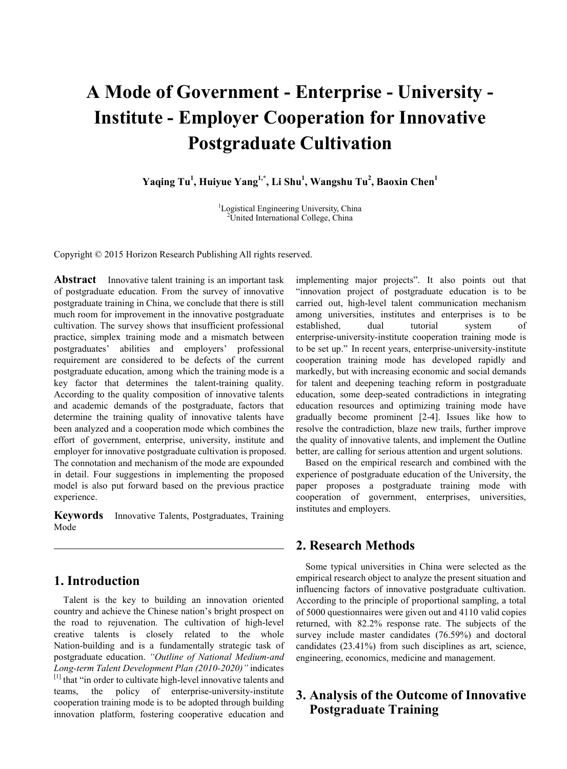# A Mode of Government - Enterprise - University - Institute - Employer Cooperation for Innovative Postgraduate Cultivation

**Yaqing Tu[1], Huiyue Yang[1,*], Li Shu[1], Wangshu Tu[2], Baoxin Chen[1]**

[1]Logistical Engineering University, China
[2]United International College, China

Copyright © 2015 Horizon Research Publishing All rights reserved.

**Abstract** Innovative talent training is an important task of postgraduate education. From the survey of innovative postgraduate training in China, we conclude that there is still much room for improvement in the innovative postgraduate cultivation. The survey shows that insufficient professional practice, simplex training mode and a mismatch between postgraduates' abilities and employers' professional requirement are considered to be defects of the current postgraduate education, among which the training mode is a key factor that determines the talent-training quality. According to the quality composition of innovative talents and academic demands of the postgraduate, factors that determine the training quality of innovative talents have been analyzed and a cooperation mode which combines the effort of government, enterprise, university, institute and employer for innovative postgraduate cultivation is proposed. The connotation and mechanism of the mode are expounded in detail. Four suggestions in implementing the proposed model is also put forward based on the previous practice experience.

**Keywords** Innovative Talents, Postgraduates, Training Mode

## 1. Introduction

Talent is the key to building an innovation oriented country and achieve the Chinese nation's bright prospect on the road to rejuvenation. The cultivation of high-level creative talents is closely related to the whole Nation-building and is a fundamentally strategic task of postgraduate education. *"Outline of National Medium-and Long-term Talent Development Plan (2010-2020)"* indicates [1] that "in order to cultivate high-level innovative talents and teams, the policy of enterprise-university-institute cooperation training mode is to be adopted through building innovation platform, fostering cooperative education and implementing major projects". It also points out that "innovation project of postgraduate education is to be carried out, high-level talent communication mechanism among universities, institutes and enterprises is to be established, dual tutorial system of enterprise-university-institute cooperation training mode is to be set up." In recent years, enterprise-university-institute cooperation training mode has developed rapidly and markedly, but with increasing economic and social demands for talent and deepening teaching reform in postgraduate education, some deep-seated contradictions in integrating education resources and optimizing training mode have gradually become prominent [2-4]. Issues like how to resolve the contradiction, blaze new trails, further improve the quality of innovative talents, and implement the Outline better, are calling for serious attention and urgent solutions.

Based on the empirical research and combined with the experience of postgraduate education of the University, the paper proposes a postgraduate training mode with cooperation of government, enterprises, universities, institutes and employers.

## 2. Research Methods

Some typical universities in China were selected as the empirical research object to analyze the present situation and influencing factors of innovative postgraduate cultivation. According to the principle of proportional sampling, a total of 5000 questionnaires were given out and 4110 valid copies returned, with 82.2% response rate. The subjects of the survey include master candidates (76.59%) and doctoral candidates (23.41%) from such disciplines as art, science, engineering, economics, medicine and management.

## 3. Analysis of the Outcome of Innovative Postgraduate Training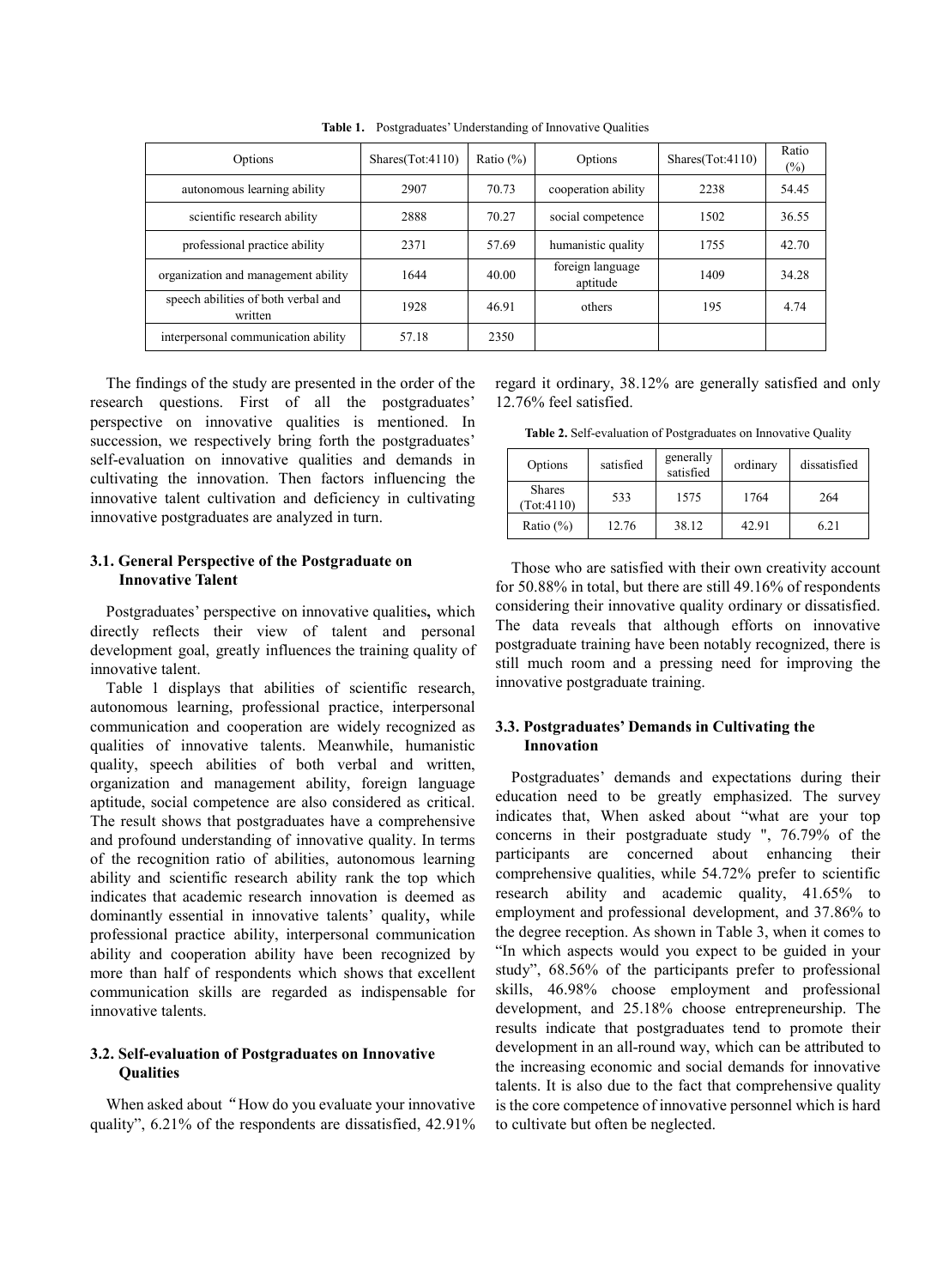**Table 1.** Postgraduates' Understanding of Innovative Qualities

| Options | Shares(Tot:4110) | Ratio (%) | Options | Shares(Tot:4110) | Ratio (%) |
|---|---|---|---|---|---|
| autonomous learning ability | 2907 | 70.73 | cooperation ability | 2238 | 54.45 |
| scientific research ability | 2888 | 70.27 | social competence | 1502 | 36.55 |
| professional practice ability | 2371 | 57.69 | humanistic quality | 1755 | 42.70 |
| organization and management ability | 1644 | 40.00 | foreign language aptitude | 1409 | 34.28 |
| speech abilities of both verbal and written | 1928 | 46.91 | others | 195 | 4.74 |
| interpersonal communication ability | 57.18 | 2350 | | | |

The findings of the study are presented in the order of the research questions. First of all the postgraduates' perspective on innovative qualities is mentioned. In succession, we respectively bring forth the postgraduates' self-evaluation on innovative qualities and demands in cultivating the innovation. Then factors influencing the innovative talent cultivation and deficiency in cultivating innovative postgraduates are analyzed in turn.

### 3.1. General Perspective of the Postgraduate on Innovative Talent

Postgraduates' perspective on innovative qualities**,** which directly reflects their view of talent and personal development goal, greatly influences the training quality of innovative talent.

Table 1 displays that abilities of scientific research, autonomous learning, professional practice, interpersonal communication and cooperation are widely recognized as qualities of innovative talents. Meanwhile, humanistic quality, speech abilities of both verbal and written, organization and management ability, foreign language aptitude, social competence are also considered as critical. The result shows that postgraduates have a comprehensive and profound understanding of innovative quality. In terms of the recognition ratio of abilities, autonomous learning ability and scientific research ability rank the top which indicates that academic research innovation is deemed as dominantly essential in innovative talents' quality**,** while professional practice ability, interpersonal communication ability and cooperation ability have been recognized by more than half of respondents which shows that excellent communication skills are regarded as indispensable for innovative talents.

### 3.2. Self-evaluation of Postgraduates on Innovative Qualities

When asked about "How do you evaluate your innovative quality", 6.21% of the respondents are dissatisfied, 42.91% regard it ordinary, 38.12% are generally satisfied and only 12.76% feel satisfied.

**Table 2.** Self-evaluation of Postgraduates on Innovative Quality

| Options | satisfied | generally satisfied | ordinary | dissatisfied |
|---|---|---|---|---|
| Shares (Tot:4110) | 533 | 1575 | 1764 | 264 |
| Ratio (%) | 12.76 | 38.12 | 42.91 | 6.21 |

Those who are satisfied with their own creativity account for 50.88% in total, but there are still 49.16% of respondents considering their innovative quality ordinary or dissatisfied. The data reveals that although efforts on innovative postgraduate training have been notably recognized, there is still much room and a pressing need for improving the innovative postgraduate training.

### 3.3. Postgraduates' Demands in Cultivating the Innovation

Postgraduates' demands and expectations during their education need to be greatly emphasized. The survey indicates that, When asked about "what are your top concerns in their postgraduate study ", 76.79% of the participants are concerned about enhancing their comprehensive qualities, while 54.72% prefer to scientific research ability and academic quality, 41.65% to employment and professional development, and 37.86% to the degree reception. As shown in Table 3, when it comes to "In which aspects would you expect to be guided in your study", 68.56% of the participants prefer to professional skills, 46.98% choose employment and professional development, and 25.18% choose entrepreneurship. The results indicate that postgraduates tend to promote their development in an all-round way, which can be attributed to the increasing economic and social demands for innovative talents. It is also due to the fact that comprehensive quality is the core competence of innovative personnel which is hard to cultivate but often be neglected.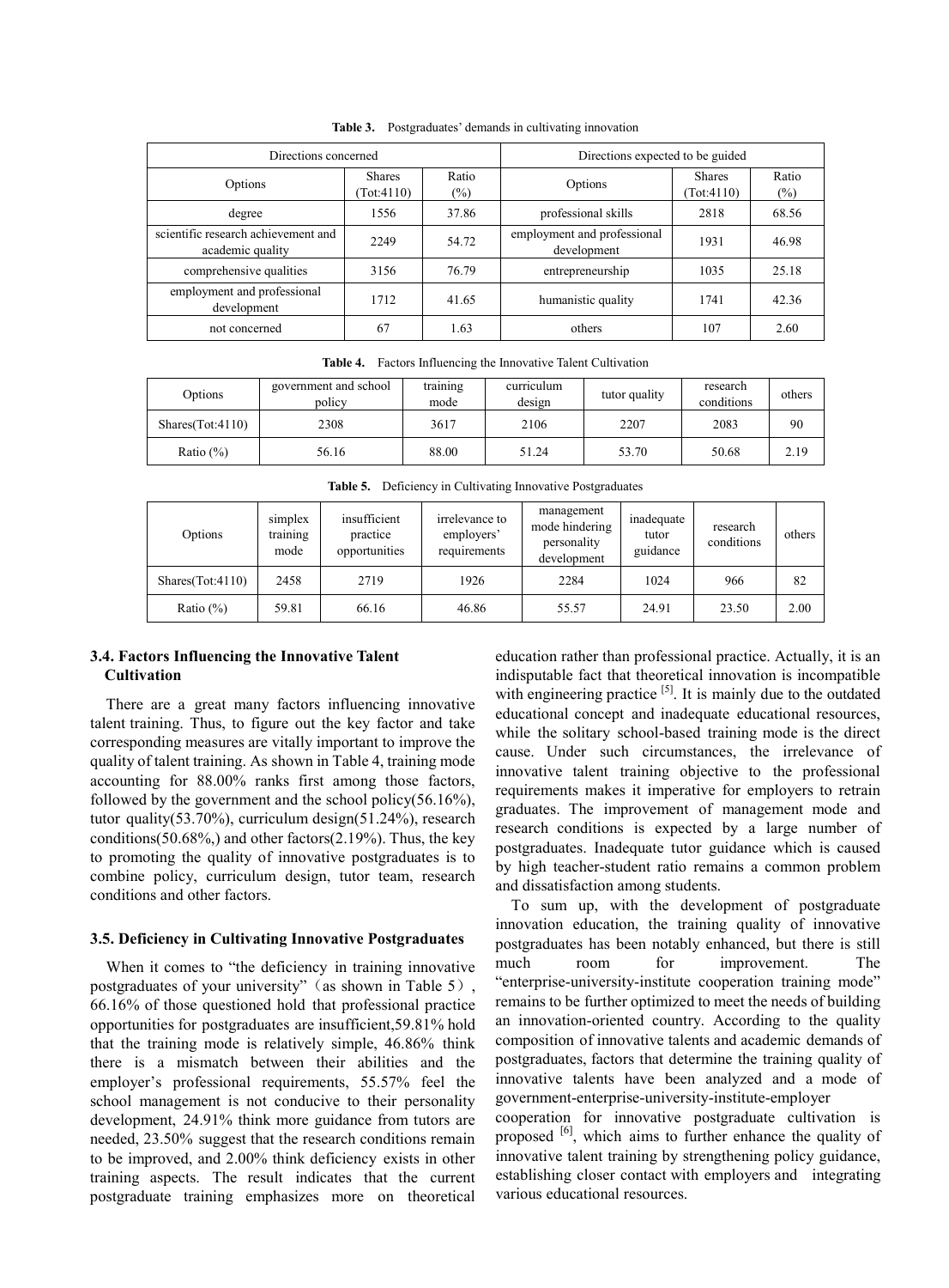**Table 3.** Postgraduates' demands in cultivating innovation

| Directions concerned | | | Directions expected to be guided | | |
|---|---|---|---|---|---|
| Options | Shares (Tot:4110) | Ratio (%) | Options | Shares (Tot:4110) | Ratio (%) |
| degree | 1556 | 37.86 | professional skills | 2818 | 68.56 |
| scientific research achievement and academic quality | 2249 | 54.72 | employment and professional development | 1931 | 46.98 |
| comprehensive qualities | 3156 | 76.79 | entrepreneurship | 1035 | 25.18 |
| employment and professional development | 1712 | 41.65 | humanistic quality | 1741 | 42.36 |
| not concerned | 67 | 1.63 | others | 107 | 2.60 |

**Table 4.** Factors Influencing the Innovative Talent Cultivation

| Options | government and school policy | training mode | curriculum design | tutor quality | research conditions | others |
|---|---|---|---|---|---|---|
| Shares(Tot:4110) | 2308 | 3617 | 2106 | 2207 | 2083 | 90 |
| Ratio (%) | 56.16 | 88.00 | 51.24 | 53.70 | 50.68 | 2.19 |

**Table 5.** Deficiency in Cultivating Innovative Postgraduates

| Options | simplex training mode | insufficient practice opportunities | irrelevance to employers' requirements | management mode hindering personality development | inadequate tutor guidance | research conditions | others |
|---|---|---|---|---|---|---|---|
| Shares(Tot:4110) | 2458 | 2719 | 1926 | 2284 | 1024 | 966 | 82 |
| Ratio (%) | 59.81 | 66.16 | 46.86 | 55.57 | 24.91 | 23.50 | 2.00 |

### 3.4. Factors Influencing the Innovative Talent Cultivation

There are a great many factors influencing innovative talent training. Thus, to figure out the key factor and take corresponding measures are vitally important to improve the quality of talent training. As shown in Table 4, training mode accounting for 88.00% ranks first among those factors, followed by the government and the school policy(56.16%), tutor quality(53.70%), curriculum design(51.24%), research conditions(50.68%,) and other factors(2.19%). Thus, the key to promoting the quality of innovative postgraduates is to combine policy, curriculum design, tutor team, research conditions and other factors.

### 3.5. Deficiency in Cultivating Innovative Postgraduates

When it comes to "the deficiency in training innovative postgraduates of your university"（as shown in Table 5）, 66.16% of those questioned hold that professional practice opportunities for postgraduates are insufficient,59.81% hold that the training mode is relatively simple, 46.86% think there is a mismatch between their abilities and the employer's professional requirements, 55.57% feel the school management is not conducive to their personality development, 24.91% think more guidance from tutors are needed, 23.50% suggest that the research conditions remain to be improved, and 2.00% think deficiency exists in other training aspects. The result indicates that the current postgraduate training emphasizes more on theoretical education rather than professional practice. Actually, it is an indisputable fact that theoretical innovation is incompatible with engineering practice [5]. It is mainly due to the outdated educational concept and inadequate educational resources, while the solitary school-based training mode is the direct cause. Under such circumstances, the irrelevance of innovative talent training objective to the professional requirements makes it imperative for employers to retrain graduates. The improvement of management mode and research conditions is expected by a large number of postgraduates. Inadequate tutor guidance which is caused by high teacher-student ratio remains a common problem and dissatisfaction among students.

To sum up, with the development of postgraduate innovation education, the training quality of innovative postgraduates has been notably enhanced, but there is still much room for improvement. The "enterprise-university-institute cooperation training mode" remains to be further optimized to meet the needs of building an innovation-oriented country. According to the quality composition of innovative talents and academic demands of postgraduates, factors that determine the training quality of innovative talents have been analyzed and a mode of government-enterprise-university-institute-employer cooperation for innovative postgraduate cultivation is proposed [6], which aims to further enhance the quality of innovative talent training by strengthening policy guidance, establishing closer contact with employers and integrating various educational resources.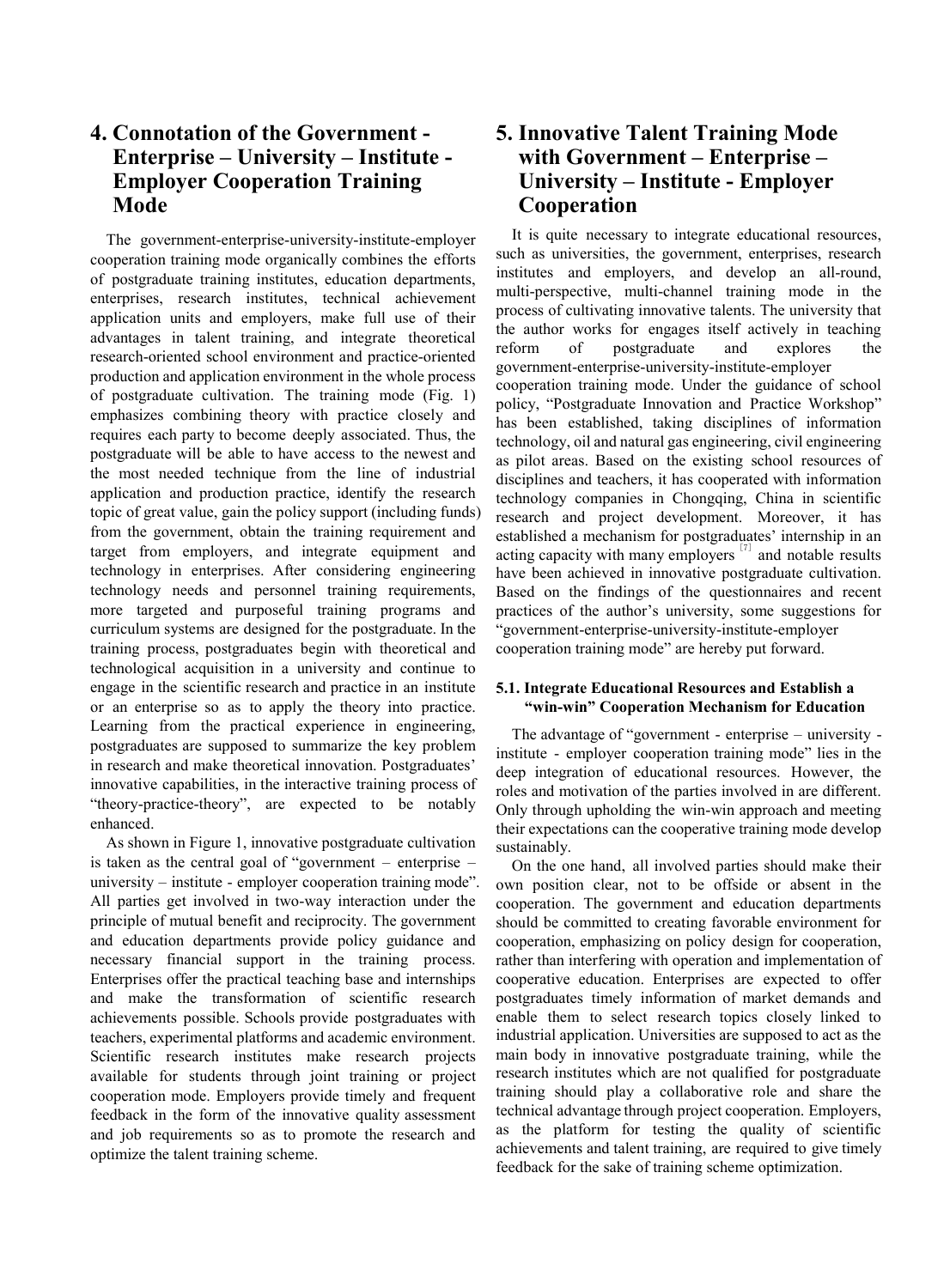## 4. Connotation of the Government - Enterprise – University – Institute - Employer Cooperation Training Mode

The government-enterprise-university-institute-employer cooperation training mode organically combines the efforts of postgraduate training institutes, education departments, enterprises, research institutes, technical achievement application units and employers, make full use of their advantages in talent training, and integrate theoretical research-oriented school environment and practice-oriented production and application environment in the whole process of postgraduate cultivation. The training mode (Fig. 1) emphasizes combining theory with practice closely and requires each party to become deeply associated. Thus, the postgraduate will be able to have access to the newest and the most needed technique from the line of industrial application and production practice, identify the research topic of great value, gain the policy support (including funds) from the government, obtain the training requirement and target from employers, and integrate equipment and technology in enterprises. After considering engineering technology needs and personnel training requirements, more targeted and purposeful training programs and curriculum systems are designed for the postgraduate. In the training process, postgraduates begin with theoretical and technological acquisition in a university and continue to engage in the scientific research and practice in an institute or an enterprise so as to apply the theory into practice. Learning from the practical experience in engineering, postgraduates are supposed to summarize the key problem in research and make theoretical innovation. Postgraduates' innovative capabilities, in the interactive training process of "theory-practice-theory", are expected to be notably enhanced.

As shown in Figure 1, innovative postgraduate cultivation is taken as the central goal of "government – enterprise – university – institute - employer cooperation training mode". All parties get involved in two-way interaction under the principle of mutual benefit and reciprocity. The government and education departments provide policy guidance and necessary financial support in the training process. Enterprises offer the practical teaching base and internships and make the transformation of scientific research achievements possible. Schools provide postgraduates with teachers, experimental platforms and academic environment. Scientific research institutes make research projects available for students through joint training or project cooperation mode. Employers provide timely and frequent feedback in the form of the innovative quality assessment and job requirements so as to promote the research and optimize the talent training scheme.

## 5. Innovative Talent Training Mode with Government – Enterprise – University – Institute - Employer Cooperation

It is quite necessary to integrate educational resources, such as universities, the government, enterprises, research institutes and employers, and develop an all-round, multi-perspective, multi-channel training mode in the process of cultivating innovative talents. The university that the author works for engages itself actively in teaching reform of postgraduate and explores the government-enterprise-university-institute-employer cooperation training mode. Under the guidance of school policy, "Postgraduate Innovation and Practice Workshop" has been established, taking disciplines of information technology, oil and natural gas engineering, civil engineering as pilot areas. Based on the existing school resources of disciplines and teachers, it has cooperated with information technology companies in Chongqing, China in scientific research and project development. Moreover, it has established a mechanism for postgraduates' internship in an acting capacity with many employers [7] and notable results have been achieved in innovative postgraduate cultivation. Based on the findings of the questionnaires and recent practices of the author's university, some suggestions for "government-enterprise-university-institute-employer cooperation training mode" are hereby put forward.

### 5.1. Integrate Educational Resources and Establish a "win-win" Cooperation Mechanism for Education

The advantage of "government - enterprise – university - institute - employer cooperation training mode" lies in the deep integration of educational resources. However, the roles and motivation of the parties involved in are different. Only through upholding the win-win approach and meeting their expectations can the cooperative training mode develop sustainably.

On the one hand, all involved parties should make their own position clear, not to be offside or absent in the cooperation. The government and education departments should be committed to creating favorable environment for cooperation, emphasizing on policy design for cooperation, rather than interfering with operation and implementation of cooperative education. Enterprises are expected to offer postgraduates timely information of market demands and enable them to select research topics closely linked to industrial application. Universities are supposed to act as the main body in innovative postgraduate training, while the research institutes which are not qualified for postgraduate training should play a collaborative role and share the technical advantage through project cooperation. Employers, as the platform for testing the quality of scientific achievements and talent training, are required to give timely feedback for the sake of training scheme optimization.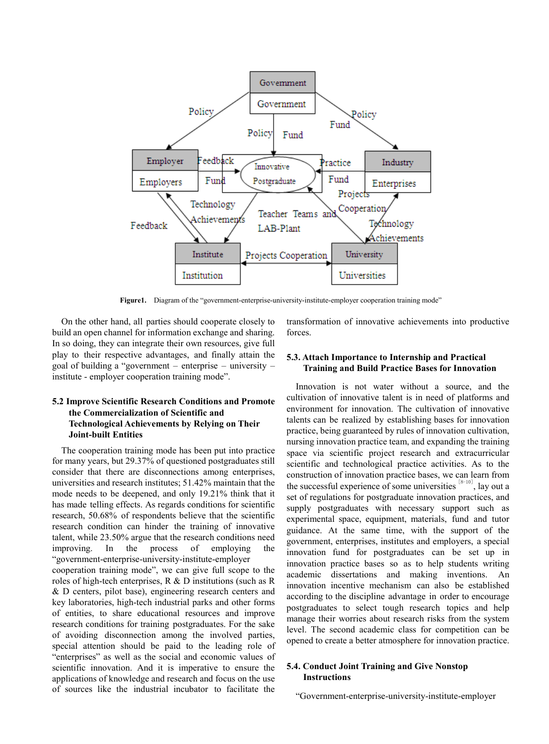**Figure1.** Diagram of the "government-enterprise-university-institute-employer cooperation training mode"

On the other hand, all parties should cooperate closely to build an open channel for information exchange and sharing. In so doing, they can integrate their own resources, give full play to their respective advantages, and finally attain the goal of building a "government – enterprise – university – institute - employer cooperation training mode".

## 5.2 Improve Scientific Research Conditions and Promote the Commercialization of Scientific and Technological Achievements by Relying on Their Joint-built Entities

The cooperation training mode has been put into practice for many years, but 29.37% of questioned postgraduates still consider that there are disconnections among enterprises, universities and research institutes; 51.42% maintain that the mode needs to be deepened, and only 19.21% think that it has made telling effects. As regards conditions for scientific research, 50.68% of respondents believe that the scientific research condition can hinder the training of innovative talent, while 23.50% argue that the research conditions need improving. In the process of employing the "government-enterprise-university-institute-employer cooperation training mode", we can give full scope to the roles of high-tech enterprises, R & D institutions (such as R & D centers, pilot base), engineering research centers and key laboratories, high-tech industrial parks and other forms of entities, to share educational resources and improve research conditions for training postgraduates. For the sake of avoiding disconnection among the involved parties, special attention should be paid to the leading role of "enterprises" as well as the social and economic values of scientific innovation. And it is imperative to ensure the applications of knowledge and research and focus on the use of sources like the industrial incubator to facilitate the transformation of innovative achievements into productive forces.

## 5.3. Attach Importance to Internship and Practical Training and Build Practice Bases for Innovation

Innovation is not water without a source, and the cultivation of innovative talent is in need of platforms and environment for innovation. The cultivation of innovative talents can be realized by establishing bases for innovation practice, being guaranteed by rules of innovation cultivation, nursing innovation practice team, and expanding the training space via scientific project research and extracurricular scientific and technological practice activities. As to the construction of innovation practice bases, we can learn from the successful experience of some universities [8-10], lay out a set of regulations for postgraduate innovation practices, and supply postgraduates with necessary support such as experimental space, equipment, materials, fund and tutor guidance. At the same time, with the support of the government, enterprises, institutes and employers, a special innovation fund for postgraduates can be set up in innovation practice bases so as to help students writing academic dissertations and making inventions. An innovation incentive mechanism can also be established according to the discipline advantage in order to encourage postgraduates to select tough research topics and help manage their worries about research risks from the system level. The second academic class for competition can be opened to create a better atmosphere for innovation practice.

## 5.4. Conduct Joint Training and Give Nonstop Instructions

"Government-enterprise-university-institute-employer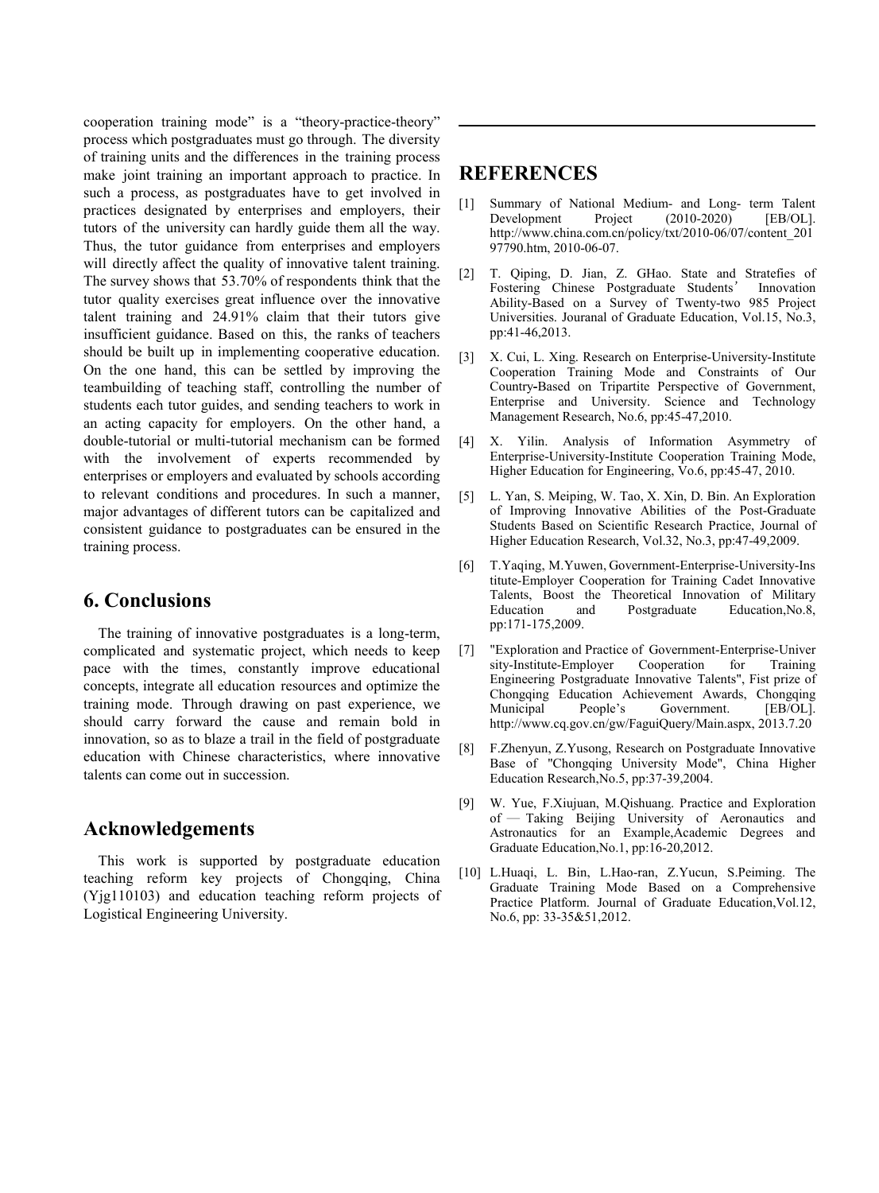cooperation training mode" is a "theory-practice-theory" process which postgraduates must go through. The diversity of training units and the differences in the training process make joint training an important approach to practice. In such a process, as postgraduates have to get involved in practices designated by enterprises and employers, their tutors of the university can hardly guide them all the way. Thus, the tutor guidance from enterprises and employers will directly affect the quality of innovative talent training. The survey shows that 53.70% of respondents think that the tutor quality exercises great influence over the innovative talent training and 24.91% claim that their tutors give insufficient guidance. Based on this, the ranks of teachers should be built up in implementing cooperative education. On the one hand, this can be settled by improving the teambuilding of teaching staff, controlling the number of students each tutor guides, and sending teachers to work in an acting capacity for employers. On the other hand, a double-tutorial or multi-tutorial mechanism can be formed with the involvement of experts recommended by enterprises or employers and evaluated by schools according to relevant conditions and procedures. In such a manner, major advantages of different tutors can be capitalized and consistent guidance to postgraduates can be ensured in the training process.

## 6. Conclusions

The training of innovative postgraduates is a long-term, complicated and systematic project, which needs to keep pace with the times, constantly improve educational concepts, integrate all education resources and optimize the training mode. Through drawing on past experience, we should carry forward the cause and remain bold in innovation, so as to blaze a trail in the field of postgraduate education with Chinese characteristics, where innovative talents can come out in succession.

## Acknowledgements

This work is supported by postgraduate education teaching reform key projects of Chongqing, China (Yjg110103) and education teaching reform projects of Logistical Engineering University.

## REFERENCES

[1] Summary of National Medium- and Long- term Talent Development Project (2010-2020) [EB/OL]. http://www.china.com.cn/policy/txt/2010-06/07/content_20197790.htm, 2010-06-07.

[2] T. Qiping, D. Jian, Z. GHao. State and Stratefies of Fostering Chinese Postgraduate Students' Innovation Ability-Based on a Survey of Twenty-two 985 Project Universities. Jouranal of Graduate Education, Vol.15, No.3, pp:41-46,2013.

[3] X. Cui, L. Xing. Research on Enterprise-University-Institute Cooperation Training Mode and Constraints of Our Country-Based on Tripartite Perspective of Government, Enterprise and University. Science and Technology Management Research, No.6, pp:45-47,2010.

[4] X. Yilin. Analysis of Information Asymmetry of Enterprise-University-Institute Cooperation Training Mode, Higher Education for Engineering, Vo.6, pp:45-47, 2010.

[5] L. Yan, S. Meiping, W. Tao, X. Xin, D. Bin. An Exploration of Improving Innovative Abilities of the Post-Graduate Students Based on Scientific Research Practice, Journal of Higher Education Research, Vol.32, No.3, pp:47-49,2009.

[6] T.Yaqing, M.Yuwen, Government-Enterprise-University-Institute-Employer Cooperation for Training Cadet Innovative Talents, Boost the Theoretical Innovation of Military Education and Postgraduate Education,No.8, pp:171-175,2009.

[7] "Exploration and Practice of Government-Enterprise-University-Institute-Employer Cooperation for Training Engineering Postgraduate Innovative Talents", Fist prize of Chongqing Education Achievement Awards, Chongqing Municipal People's Government. [EB/OL]. http://www.cq.gov.cn/gw/FaguiQuery/Main.aspx, 2013.7.20

[8] F.Zhenyun, Z.Yusong, Research on Postgraduate Innovative Base of "Chongqing University Mode", China Higher Education Research,No.5, pp:37-39,2004.

[9] W. Yue, F.Xiujuan, M.Qishuang. Practice and Exploration of — Taking Beijing University of Aeronautics and Astronautics for an Example,Academic Degrees and Graduate Education,No.1, pp:16-20,2012.

[10] L.Huaqi, L. Bin, L.Hao-ran, Z.Yucun, S.Peiming. The Graduate Training Mode Based on a Comprehensive Practice Platform. Journal of Graduate Education,Vol.12, No.6, pp: 33-35&51,2012.